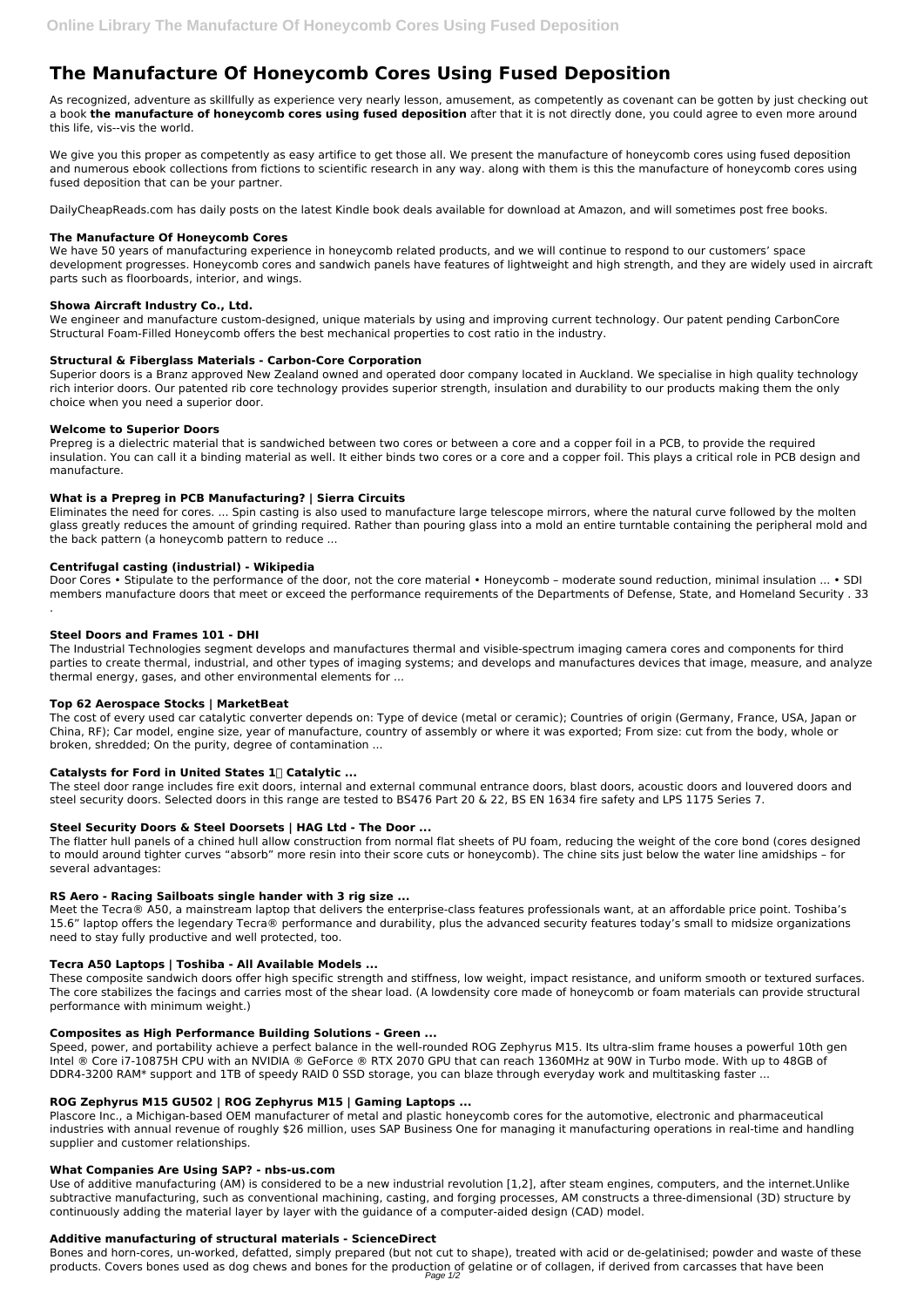# The Manufacture Of Honeycomb Cores Using Fused Deposition

As recognized, adventure as skillfully as experience very nearly lesson, amusement, as competently as covenant can be gotten by just checking out a book **the manufacture of honeycomb cores using fused deposition** after that it is not directly done, you could agree to even more around this life, vis--vis the world.

We give you this proper as competently as easy artifice to get those all. We present the manufacture of honeycomb cores using fused deposition and numerous ebook collections from fictions to scientific research in any way. along with them is this the manufacture of honeycomb cores using fused deposition that can be your partner.

DailyCheapReads.com has daily posts on the latest Kindle book deals available for download at Amazon, and will sometimes post free books.

### The Manufacture Of Honeycomb Cores

We have 50 years of manufacturing experience in honeycomb related products, and we will continue to respond to our customers' space development progresses. Honeycomb cores and sandwich panels have features of lightweight and high strength, and they are widely used in aircraft parts such as floorboards, interior, and wings.

### Showa Aircraft Industry Co., Ltd.

We engineer and manufacture custom-designed, unique materials by using and improving current technology. Our patent pending CarbonCore Structural Foam-Filled Honeycomb offers the best mechanical properties to cost ratio in the industry.

### Structural & Fiberglass Materials - Carbon-Core Corporation

Superior doors is a Branz approved New Zealand owned and operated door company located in Auckland. We specialise in high quality technology rich interior doors. Our patented rib core technology provides superior strength, insulation and durability to our products making them the only choice when you need a superior door.

### Welcome to Superior Doors

Prepreg is a dielectric material that is sandwiched between two cores or between a core and a copper foil in a PCB, to provide the required insulation. You can call it a binding material as well. It either binds two cores or a core and a copper foil. This plays a critical role in PCB design and manufacture.

### What is a Prepreg in PCB Manufacturing? | Sierra Circuits

Eliminates the need for cores. ... Spin casting is also used to manufacture large telescope mirrors, where the natural curve followed by the molten glass greatly reduces the amount of grinding required. Rather than pouring glass into a mold an entire turntable containing the peripheral mold and the back pattern (a honeycomb pattern to reduce ...

### Centrifugal casting (industrial) - Wikipedia

Door Cores • Stipulate to the performance of the door, not the core material • Honeycomb – moderate sound reduction, minimal insulation ... • SDI members manufacture doors that meet or exceed the performance requirements of the Departments of Defense, State, and Homeland Security . 33 .

### Steel Doors and Frames 101 - DHI

The Industrial Technologies segment develops and manufactures thermal and visible-spectrum imaging camera cores and components for third parties to create thermal, industrial, and other types of imaging systems; and develops and manufactures devices that image, measure, and analyze thermal energy, gases, and other environmental elements for ...

### Top 62 Aerospace Stocks | MarketBeat

The cost of every used car catalytic converter depends on: Type of device (metal or ceramic); Countries of origin (Germany, France, USA, Japan or China, RF); Car model, engine size, year of manufacture, country of assembly or where it was exported; From size: cut from the body, whole or broken, shredded; On the purity, degree of contamination ...

### Catalysts for Ford in United States 1️⃣ Catalytic ...

The steel door range includes fire exit doors, internal and external communal entrance doors, blast doors, acoustic doors and louvered doors and steel security doors. Selected doors in this range are tested to BS476 Part 20 & 22, BS EN 1634 fire safety and LPS 1175 Series 7.

### Steel Security Doors & Steel Doorsets | HAG Ltd - The Door ...

The flatter hull panels of a chined hull allow construction from normal flat sheets of PU foam, reducing the weight of the core bond (cores designed to mould around tighter curves "absorb" more resin into their score cuts or honeycomb). The chine sits just below the water line amidships – for several advantages:

### RS Aero - Racing Sailboats single hander with 3 rig size ...

Meet the Tecra® A50, a mainstream laptop that delivers the enterprise-class features professionals want, at an affordable price point. Toshiba's 15.6" laptop offers the legendary Tecra® performance and durability, plus the advanced security features today's small to midsize organizations need to stay fully productive and well protected, too.

### Tecra A50 Laptops | Toshiba - All Available Models ...

These composite sandwich doors offer high specific strength and stiffness, low weight, impact resistance, and uniform smooth or textured surfaces. The core stabilizes the facings and carries most of the shear load. (A lowdensity core made of honeycomb or foam materials can provide structural performance with minimum weight.)

### Composites as High Performance Building Solutions - Green ...

Speed, power, and portability achieve a perfect balance in the well-rounded ROG Zephyrus M15. Its ultra-slim frame houses a powerful 10th gen Intel ® Core i7-10875H CPU with an NVIDIA ® GeForce ® RTX 2070 GPU that can reach 1360MHz at 90W in Turbo mode. With up to 48GB of DDR4-3200 RAM* support and 1TB of speedy RAID 0 SSD storage, you can blaze through everyday work and multitasking faster ...

### ROG Zephyrus M15 GU502 | ROG Zephyrus M15 | Gaming Laptops ...

Plascore Inc., a Michigan-based OEM manufacturer of metal and plastic honeycomb cores for the automotive, electronic and pharmaceutical industries with annual revenue of roughly $26 million, uses SAP Business One for managing it manufacturing operations in real-time and handling supplier and customer relationships.

### What Companies Are Using SAP? - nbs-us.com

Use of additive manufacturing (AM) is considered to be a new industrial revolution [1,2], after steam engines, computers, and the internet.Unlike subtractive manufacturing, such as conventional machining, casting, and forging processes, AM constructs a three-dimensional (3D) structure by continuously adding the material layer by layer with the guidance of a computer-aided design (CAD) model.

### Additive manufacturing of structural materials - ScienceDirect

Bones and horn-cores, un-worked, defatted, simply prepared (but not cut to shape), treated with acid or de-gelatinised; powder and waste of these products. Covers bones used as dog chews and bones for the production of gelatine or of collagen, if derived from carcasses that have been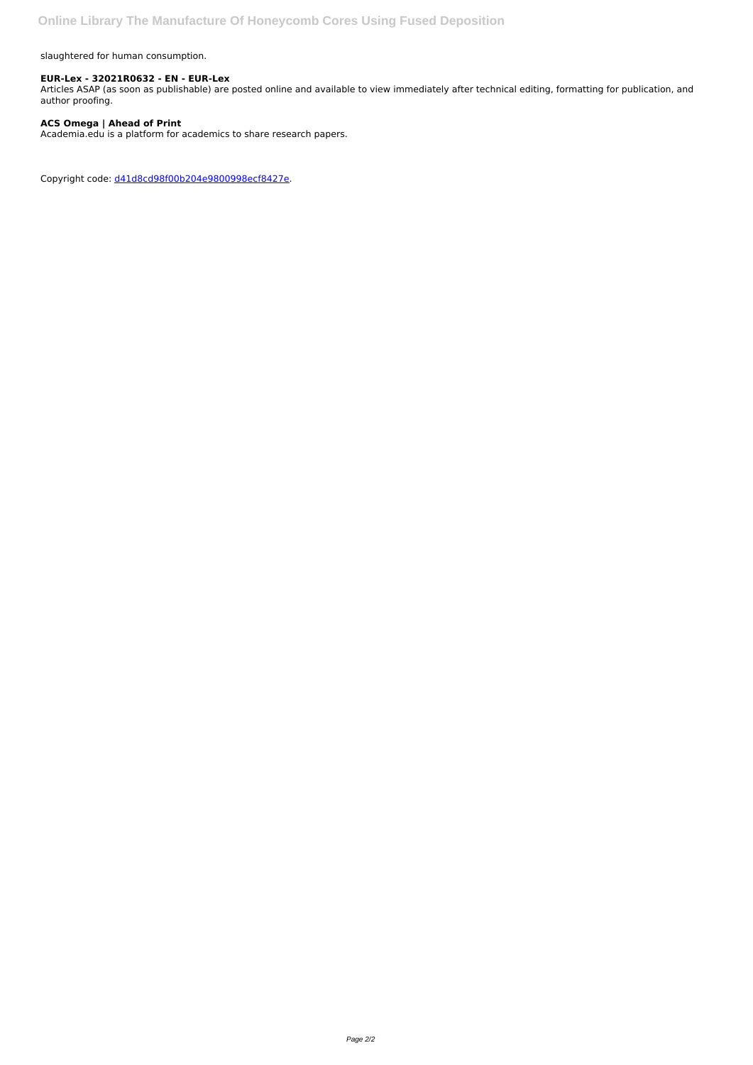slaughtered for human consumption.

**EUR-Lex - 32021R0632 - EN - EUR-Lex**
Articles ASAP (as soon as publishable) are posted online and available to view immediately after technical editing, formatting for publication, and author proofing.

**ACS Omega | Ahead of Print**
Academia.edu is a platform for academics to share research papers.

Copyright code: d41d8cd98f00b204e9800998ecf8427e.